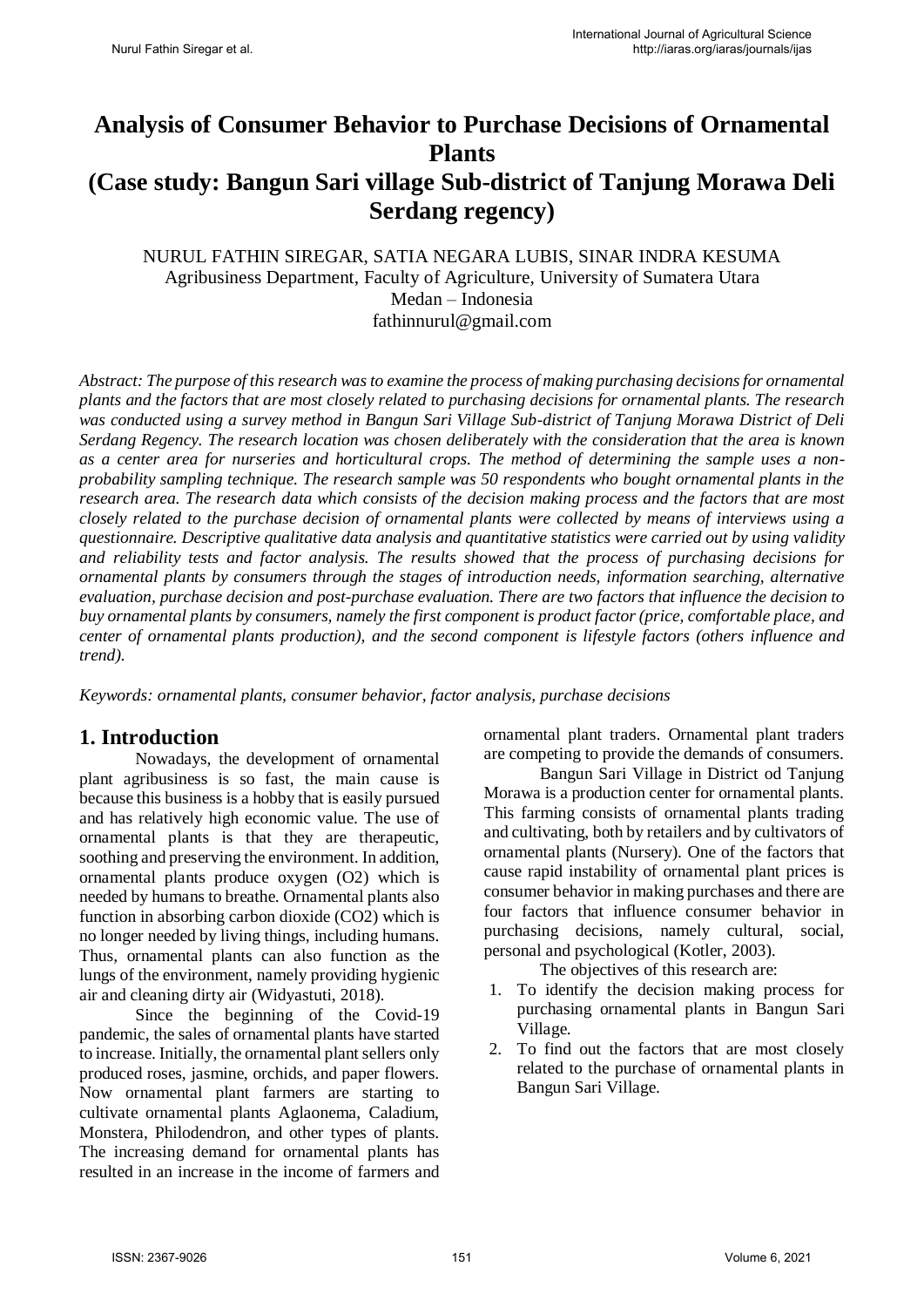# Analysis of Consumer Behavior to Purchase Decisions of Ornamental Plants
# (Case study: Bangun Sari village Sub-district of Tanjung Morawa Deli Serdang regency)

NURUL FATHIN SIREGAR, SATIA NEGARA LUBIS, SINAR INDRA KESUMA
Agribusiness Department, Faculty of Agriculture, University of Sumatera Utara
Medan – Indonesia
fathinnurul@gmail.com

*Abstract: The purpose of this research was to examine the process of making purchasing decisions for ornamental plants and the factors that are most closely related to purchasing decisions for ornamental plants. The research was conducted using a survey method in Bangun Sari Village Sub-district of Tanjung Morawa District of Deli Serdang Regency. The research location was chosen deliberately with the consideration that the area is known as a center area for nurseries and horticultural crops. The method of determining the sample uses a non-probability sampling technique. The research sample was 50 respondents who bought ornamental plants in the research area. The research data which consists of the decision making process and the factors that are most closely related to the purchase decision of ornamental plants were collected by means of interviews using a questionnaire. Descriptive qualitative data analysis and quantitative statistics were carried out by using validity and reliability tests and factor analysis. The results showed that the process of purchasing decisions for ornamental plants by consumers through the stages of introduction needs, information searching, alternative evaluation, purchase decision and post-purchase evaluation. There are two factors that influence the decision to buy ornamental plants by consumers, namely the first component is product factor (price, comfortable place, and center of ornamental plants production), and the second component is lifestyle factors (others influence and trend).*

*Keywords: ornamental plants, consumer behavior, factor analysis, purchase decisions*

## 1. Introduction

Nowadays, the development of ornamental plant agribusiness is so fast, the main cause is because this business is a hobby that is easily pursued and has relatively high economic value. The use of ornamental plants is that they are therapeutic, soothing and preserving the environment. In addition, ornamental plants produce oxygen ($O_2$) which is needed by humans to breathe. Ornamental plants also function in absorbing carbon dioxide ($CO_2$) which is no longer needed by living things, including humans. Thus, ornamental plants can also function as the lungs of the environment, namely providing hygienic air and cleaning dirty air (Widyastuti, 2018).

Since the beginning of the Covid-19 pandemic, the sales of ornamental plants have started to increase. Initially, the ornamental plant sellers only produced roses, jasmine, orchids, and paper flowers. Now ornamental plant farmers are starting to cultivate ornamental plants Aglaonema, Caladium, Monstera, Philodendron, and other types of plants. The increasing demand for ornamental plants has resulted in an increase in the income of farmers and ornamental plant traders. Ornamental plant traders are competing to provide the demands of consumers.

Bangun Sari Village in District od Tanjung Morawa is a production center for ornamental plants. This farming consists of ornamental plants trading and cultivating, both by retailers and by cultivators of ornamental plants (Nursery). One of the factors that cause rapid instability of ornamental plant prices is consumer behavior in making purchases and there are four factors that influence consumer behavior in purchasing decisions, namely cultural, social, personal and psychological (Kotler, 2003).

The objectives of this research are:

1. To identify the decision making process for purchasing ornamental plants in Bangun Sari Village.
2. To find out the factors that are most closely related to the purchase of ornamental plants in Bangun Sari Village.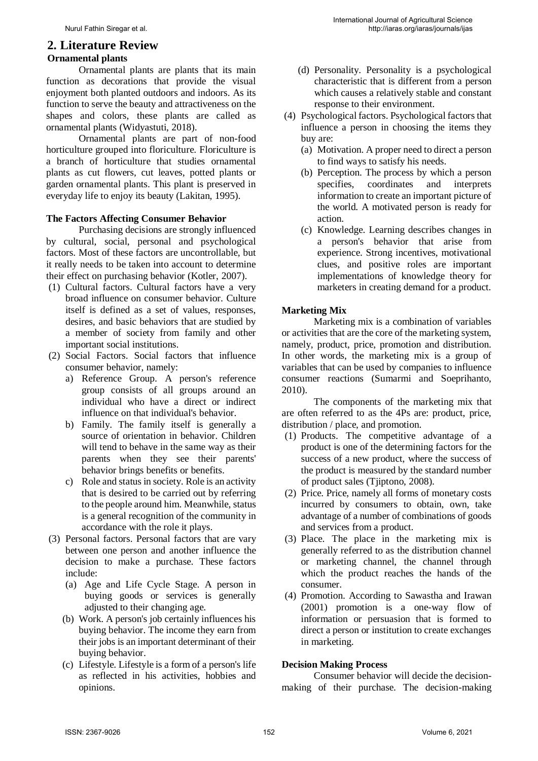## 2. Literature Review

### Ornamental plants

Ornamental plants are plants that its main function as decorations that provide the visual enjoyment both planted outdoors and indoors. As its function to serve the beauty and attractiveness on the shapes and colors, these plants are called as ornamental plants (Widyastuti, 2018).

Ornamental plants are part of non-food horticulture grouped into floriculture. Floriculture is a branch of horticulture that studies ornamental plants as cut flowers, cut leaves, potted plants or garden ornamental plants. This plant is preserved in everyday life to enjoy its beauty (Lakitan, 1995).

### The Factors Affecting Consumer Behavior

Purchasing decisions are strongly influenced by cultural, social, personal and psychological factors. Most of these factors are uncontrollable, but it really needs to be taken into account to determine their effect on purchasing behavior (Kotler, 2007).

(1) Cultural factors. Cultural factors have a very broad influence on consumer behavior. Culture itself is defined as a set of values, responses, desires, and basic behaviors that are studied by a member of society from family and other important social institutions.

(2) Social Factors. Social factors that influence consumer behavior, namely:

   a) Reference Group. A person's reference group consists of all groups around an individual who have a direct or indirect influence on that individual's behavior.

   b) Family. The family itself is generally a source of orientation in behavior. Children will tend to behave in the same way as their parents when they see their parents' behavior brings benefits or benefits.

   c) Role and status in society. Role is an activity that is desired to be carried out by referring to the people around him. Meanwhile, status is a general recognition of the community in accordance with the role it plays.

(3) Personal factors. Personal factors that are vary between one person and another influence the decision to make a purchase. These factors include:

   (a) Age and Life Cycle Stage. A person in buying goods or services is generally adjusted to their changing age.

   (b) Work. A person's job certainly influences his buying behavior. The income they earn from their jobs is an important determinant of their buying behavior.

   (c) Lifestyle. Lifestyle is a form of a person's life as reflected in his activities, hobbies and opinions.

   (d) Personality. Personality is a psychological characteristic that is different from a person which causes a relatively stable and constant response to their environment.

(4) Psychological factors. Psychological factors that influence a person in choosing the items they buy are:

   (a) Motivation. A proper need to direct a person to find ways to satisfy his needs.

   (b) Perception. The process by which a person specifies, coordinates and interprets information to create an important picture of the world. A motivated person is ready for action.

   (c) Knowledge. Learning describes changes in a person's behavior that arise from experience. Strong incentives, motivational clues, and positive roles are important implementations of knowledge theory for marketers in creating demand for a product.

### Marketing Mix

Marketing mix is a combination of variables or activities that are the core of the marketing system, namely, product, price, promotion and distribution. In other words, the marketing mix is a group of variables that can be used by companies to influence consumer reactions (Sumarmi and Soeprihanto, 2010).

The components of the marketing mix that are often referred to as the 4Ps are: product, price, distribution / place, and promotion.

(1) Products. The competitive advantage of a product is one of the determining factors for the success of a new product, where the success of the product is measured by the standard number of product sales (Tjiptono, 2008).

(2) Price. Price, namely all forms of monetary costs incurred by consumers to obtain, own, take advantage of a number of combinations of goods and services from a product.

(3) Place. The place in the marketing mix is generally referred to as the distribution channel or marketing channel, the channel through which the product reaches the hands of the consumer.

(4) Promotion. According to Sawastha and Irawan (2001) promotion is a one-way flow of information or persuasion that is formed to direct a person or institution to create exchanges in marketing.

### Decision Making Process

Consumer behavior will decide the decision-making of their purchase. The decision-making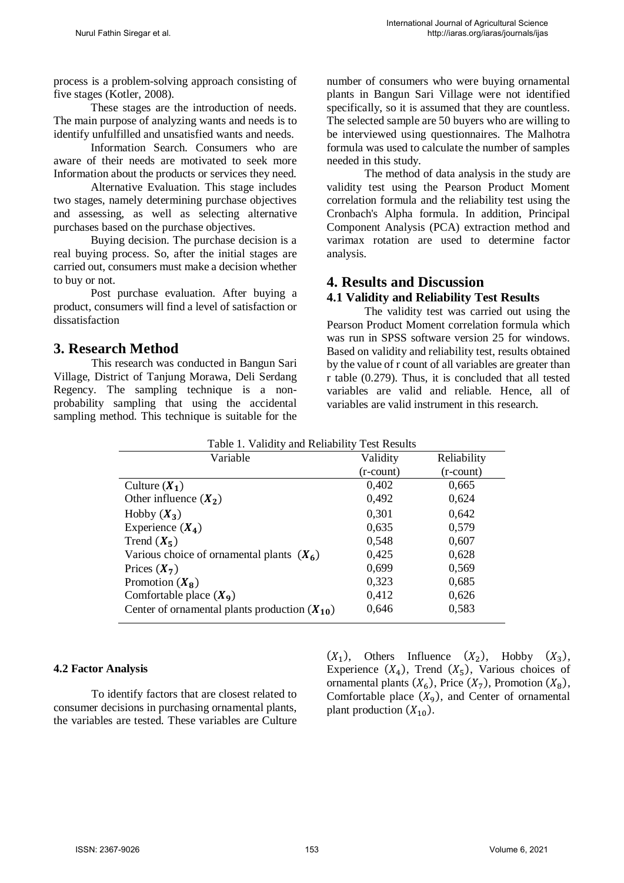process is a problem-solving approach consisting of five stages (Kotler, 2008).

These stages are the introduction of needs. The main purpose of analyzing wants and needs is to identify unfulfilled and unsatisfied wants and needs.

Information Search. Consumers who are aware of their needs are motivated to seek more Information about the products or services they need.

Alternative Evaluation. This stage includes two stages, namely determining purchase objectives and assessing, as well as selecting alternative purchases based on the purchase objectives.

Buying decision. The purchase decision is a real buying process. So, after the initial stages are carried out, consumers must make a decision whether to buy or not.

Post purchase evaluation. After buying a product, consumers will find a level of satisfaction or dissatisfaction

# 3. Research Method

This research was conducted in Bangun Sari Village, District of Tanjung Morawa, Deli Serdang Regency. The sampling technique is a non-probability sampling that using the accidental sampling method. This technique is suitable for the number of consumers who were buying ornamental plants in Bangun Sari Village were not identified specifically, so it is assumed that they are countless. The selected sample are 50 buyers who are willing to be interviewed using questionnaires. The Malhotra formula was used to calculate the number of samples needed in this study.

The method of data analysis in the study are validity test using the Pearson Product Moment correlation formula and the reliability test using the Cronbach's Alpha formula. In addition, Principal Component Analysis (PCA) extraction method and varimax rotation are used to determine factor analysis.

# 4. Results and Discussion

## 4.1 Validity and Reliability Test Results

The validity test was carried out using the Pearson Product Moment correlation formula which was run in SPSS software version 25 for windows. Based on validity and reliability test, results obtained by the value of r count of all variables are greater than r table (0.279). Thus, it is concluded that all tested variables are valid and reliable. Hence, all of variables are valid instrument in this research.

Table 1. Validity and Reliability Test Results

| Variable | Validity (r-count) | Reliability (r-count) |
|---|---|---|
| Culture ($X_1$) | 0,402 | 0,665 |
| Other influence ($X_2$) | 0,492 | 0,624 |
| Hobby ($X_3$) | 0,301 | 0,642 |
| Experience ($X_4$) | 0,635 | 0,579 |
| Trend ($X_5$) | 0,548 | 0,607 |
| Various choice of ornamental plants ($X_6$) | 0,425 | 0,628 |
| Prices ($X_7$) | 0,699 | 0,569 |
| Promotion ($X_8$) | 0,323 | 0,685 |
| Comfortable place ($X_9$) | 0,412 | 0,626 |
| Center of ornamental plants production ($X_{10}$) | 0,646 | 0,583 |

### 4.2 Factor Analysis

To identify factors that are closest related to consumer decisions in purchasing ornamental plants, the variables are tested. These variables are Culture ($X_1$), Others Influence ($X_2$), Hobby ($X_3$), Experience ($X_4$), Trend ($X_5$), Various choices of ornamental plants ($X_6$), Price ($X_7$), Promotion ($X_8$), Comfortable place ($X_9$), and Center of ornamental plant production ($X_{10}$).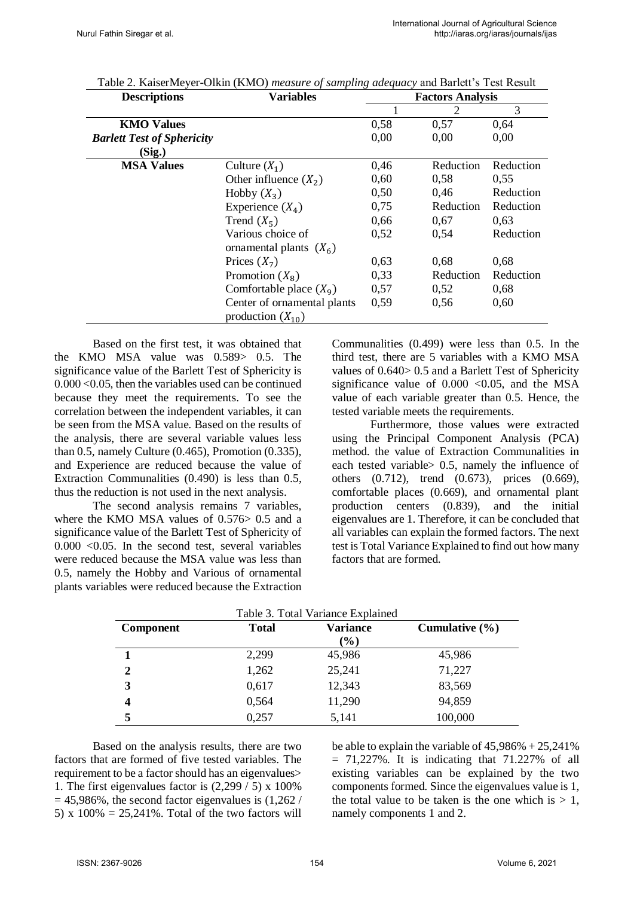Table 2. KaiserMeyer-Olkin (KMO) *measure of sampling adequacy* and Barlett's Test Result

| Descriptions | Variables | Factors Analysis | | |
|---|---|---|---|---|
| | | 1 | 2 | 3 |
| **KMO Values** | | 0,58 | 0,57 | 0,64 |
| ***Barlett Test of Sphericity* (Sig.)** | | 0,00 | 0,00 | 0,00 |
| **MSA Values** | Culture ($X_1$) | 0,46 | Reduction | Reduction |
| | Other influence ($X_2$) | 0,60 | 0,58 | 0,55 |
| | Hobby ($X_3$) | 0,50 | 0,46 | Reduction |
| | Experience ($X_4$) | 0,75 | Reduction | Reduction |
| | Trend ($X_5$) | 0,66 | 0,67 | 0,63 |
| | Various choice of ornamental plants ($X_6$) | 0,52 | 0,54 | Reduction |
| | Prices ($X_7$) | 0,63 | 0,68 | 0,68 |
| | Promotion ($X_8$) | 0,33 | Reduction | Reduction |
| | Comfortable place ($X_9$) | 0,57 | 0,52 | 0,68 |
| | Center of ornamental plants production ($X_{10}$) | 0,59 | 0,56 | 0,60 |

Based on the first test, it was obtained that the KMO MSA value was 0.589> 0.5. The significance value of the Barlett Test of Sphericity is 0.000 <0.05, then the variables used can be continued because they meet the requirements. To see the correlation between the independent variables, it can be seen from the MSA value. Based on the results of the analysis, there are several variable values less than 0.5, namely Culture (0.465), Promotion (0.335), and Experience are reduced because the value of Extraction Communalities (0.490) is less than 0.5, thus the reduction is not used in the next analysis.

The second analysis remains 7 variables, where the KMO MSA values of 0.576> 0.5 and a significance value of the Barlett Test of Sphericity of 0.000 <0.05. In the second test, several variables were reduced because the MSA value was less than 0.5, namely the Hobby and Various of ornamental plants variables were reduced because the Extraction Communalities (0.499) were less than 0.5. In the third test, there are 5 variables with a KMO MSA values of 0.640> 0.5 and a Barlett Test of Sphericity significance value of 0.000 <0.05, and the MSA value of each variable greater than 0.5. Hence, the tested variable meets the requirements.

Furthermore, those values were extracted using the Principal Component Analysis (PCA) method. the value of Extraction Communalities in each tested variable> 0.5, namely the influence of others (0.712), trend (0.673), prices (0.669), comfortable places (0.669), and ornamental plant production centers (0.839), and the initial eigenvalues are 1. Therefore, it can be concluded that all variables can explain the formed factors. The next test is Total Variance Explained to find out how many factors that are formed.

Table 3. Total Variance Explained

| Component | Total | Variance (%) | Cumulative (%) |
|---|---|---|---|
| **1** | 2,299 | 45,986 | 45,986 |
| **2** | 1,262 | 25,241 | 71,227 |
| **3** | 0,617 | 12,343 | 83,569 |
| **4** | 0,564 | 11,290 | 94,859 |
| **5** | 0,257 | 5,141 | 100,000 |

Based on the analysis results, there are two factors that are formed of five tested variables. The requirement to be a factor should has an eigenvalues> 1. The first eigenvalues factor is (2,299 / 5) x 100% = 45,986%, the second factor eigenvalues is (1,262 / 5) x 100% = 25,241%. Total of the two factors will be able to explain the variable of 45,986% + 25,241% = 71,227%. It is indicating that 71.227% of all existing variables can be explained by the two components formed. Since the eigenvalues value is 1, the total value to be taken is the one which is > 1, namely components 1 and 2.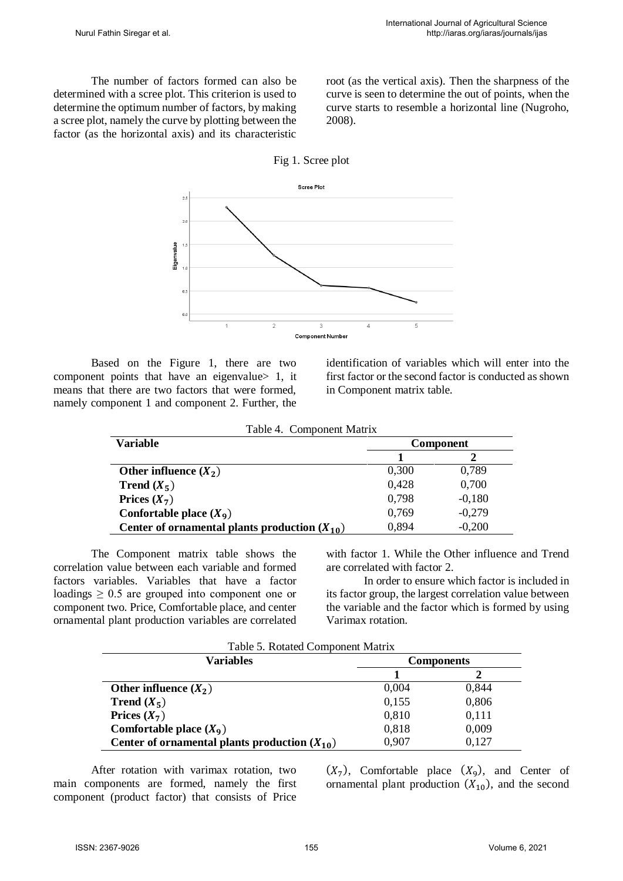The number of factors formed can also be determined with a scree plot. This criterion is used to determine the optimum number of factors, by making a scree plot, namely the curve by plotting between the factor (as the horizontal axis) and its characteristic root (as the vertical axis). Then the sharpness of the curve is seen to determine the out of points, when the curve starts to resemble a horizontal line (Nugroho, 2008).

Fig 1. Scree plot

Based on the Figure 1, there are two component points that have an eigenvalue> 1, it means that there are two factors that were formed, namely component 1 and component 2. Further, the identification of variables which will enter into the first factor or the second factor is conducted as shown in Component matrix table.

Table 4. Component Matrix

| Variable | Component | |
|---|---|---|
| | 1 | 2 |
| **Other influence ($X_2$)** | 0,300 | 0,789 |
| **Trend ($X_5$)** | 0,428 | 0,700 |
| **Prices ($X_7$)** | 0,798 | -0,180 |
| **Confortable place ($X_9$)** | 0,769 | -0,279 |
| **Center of ornamental plants production ($X_{10}$)** | 0,894 | -0,200 |

The Component matrix table shows the correlation value between each variable and formed factors variables. Variables that have a factor loadings ≥ 0.5 are grouped into component one or component two. Price, Comfortable place, and center ornamental plant production variables are correlated with factor 1. While the Other influence and Trend are correlated with factor 2.

In order to ensure which factor is included in its factor group, the largest correlation value between the variable and the factor which is formed by using Varimax rotation.

Table 5. Rotated Component Matrix

| Variables | Components | |
|---|---|---|
| | 1 | 2 |
| **Other influence ($X_2$)** | 0,004 | 0,844 |
| **Trend ($X_5$)** | 0,155 | 0,806 |
| **Prices ($X_7$)** | 0,810 | 0,111 |
| **Comfortable place ($X_9$)** | 0,818 | 0,009 |
| **Center of ornamental plants production ($X_{10}$)** | 0,907 | 0,127 |

After rotation with varimax rotation, two main components are formed, namely the first component (product factor) that consists of Price ($X_7$), Comfortable place ($X_9$), and Center of ornamental plant production ($X_{10}$), and the second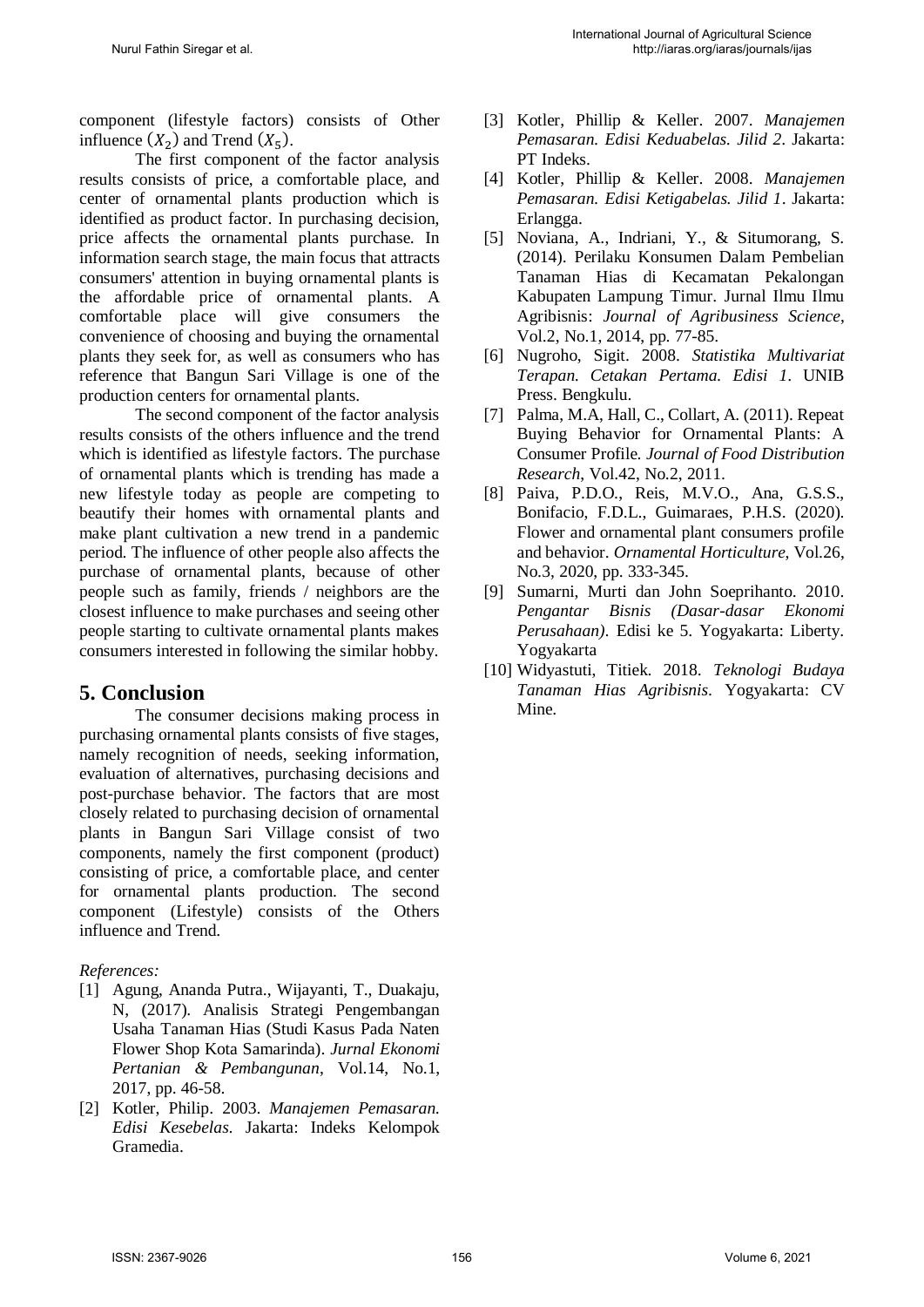component (lifestyle factors) consists of Other influence $(X_2)$ and Trend $(X_5)$.

The first component of the factor analysis results consists of price, a comfortable place, and center of ornamental plants production which is identified as product factor. In purchasing decision, price affects the ornamental plants purchase. In information search stage, the main focus that attracts consumers' attention in buying ornamental plants is the affordable price of ornamental plants. A comfortable place will give consumers the convenience of choosing and buying the ornamental plants they seek for, as well as consumers who has reference that Bangun Sari Village is one of the production centers for ornamental plants.

The second component of the factor analysis results consists of the others influence and the trend which is identified as lifestyle factors. The purchase of ornamental plants which is trending has made a new lifestyle today as people are competing to beautify their homes with ornamental plants and make plant cultivation a new trend in a pandemic period. The influence of other people also affects the purchase of ornamental plants, because of other people such as family, friends / neighbors are the closest influence to make purchases and seeing other people starting to cultivate ornamental plants makes consumers interested in following the similar hobby.

## 5. Conclusion

The consumer decisions making process in purchasing ornamental plants consists of five stages, namely recognition of needs, seeking information, evaluation of alternatives, purchasing decisions and post-purchase behavior. The factors that are most closely related to purchasing decision of ornamental plants in Bangun Sari Village consist of two components, namely the first component (product) consisting of price, a comfortable place, and center for ornamental plants production. The second component (Lifestyle) consists of the Others influence and Trend.

*References:*

[1] Agung, Ananda Putra., Wijayanti, T., Duakaju, N, (2017). Analisis Strategi Pengembangan Usaha Tanaman Hias (Studi Kasus Pada Naten Flower Shop Kota Samarinda). *Jurnal Ekonomi Pertanian & Pembangunan*, Vol.14, No.1, 2017, pp. 46-58.

[2] Kotler, Philip. 2003. *Manajemen Pemasaran. Edisi Kesebelas.* Jakarta: Indeks Kelompok Gramedia.

[3] Kotler, Phillip & Keller. 2007. *Manajemen Pemasaran. Edisi Keduabelas. Jilid 2*. Jakarta: PT Indeks.

[4] Kotler, Phillip & Keller. 2008. *Manajemen Pemasaran. Edisi Ketigabelas. Jilid 1*. Jakarta: Erlangga.

[5] Noviana, A., Indriani, Y., & Situmorang, S. (2014). Perilaku Konsumen Dalam Pembelian Tanaman Hias di Kecamatan Pekalongan Kabupaten Lampung Timur. Jurnal Ilmu Ilmu Agribisnis: *Journal of Agribusiness Science*, Vol.2, No.1, 2014, pp. 77-85.

[6] Nugroho, Sigit. 2008. *Statistika Multivariat Terapan. Cetakan Pertama. Edisi 1*. UNIB Press. Bengkulu.

[7] Palma, M.A, Hall, C., Collart, A. (2011). Repeat Buying Behavior for Ornamental Plants: A Consumer Profile. *Journal of Food Distribution Research*, Vol.42, No.2, 2011.

[8] Paiva, P.D.O., Reis, M.V.O., Ana, G.S.S., Bonifacio, F.D.L., Guimaraes, P.H.S. (2020). Flower and ornamental plant consumers profile and behavior. *Ornamental Horticulture*, Vol.26, No.3, 2020, pp. 333-345.

[9] Sumarni, Murti dan John Soeprihanto. 2010. *Pengantar Bisnis (Dasar-dasar Ekonomi Perusahaan)*. Edisi ke 5. Yogyakarta: Liberty. Yogyakarta

[10] Widyastuti, Titiek. 2018. *Teknologi Budaya Tanaman Hias Agribisnis*. Yogyakarta: CV Mine.